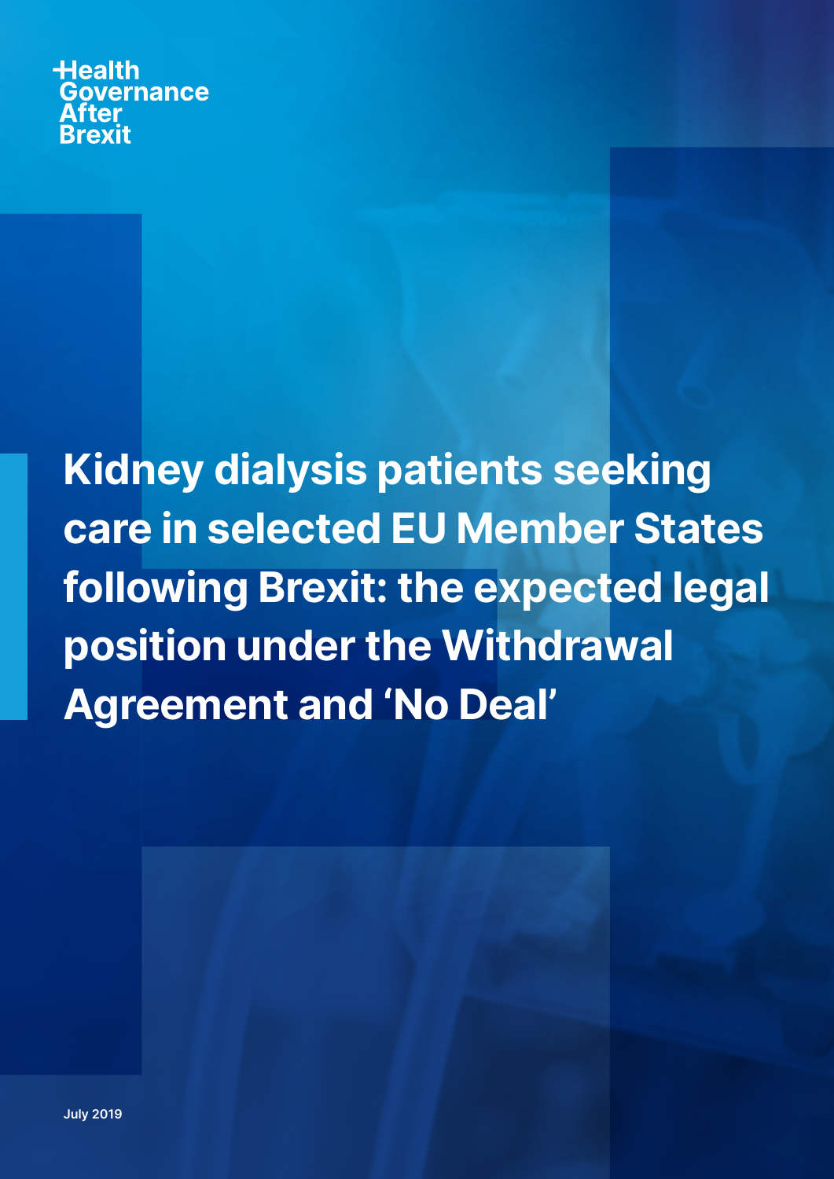Health Governance After Brexit

# Kidney dialysis patients seeking care in selected EU Member States following Brexit: the expected legal position under the Withdrawal Agreement and 'No Deal'

July 2019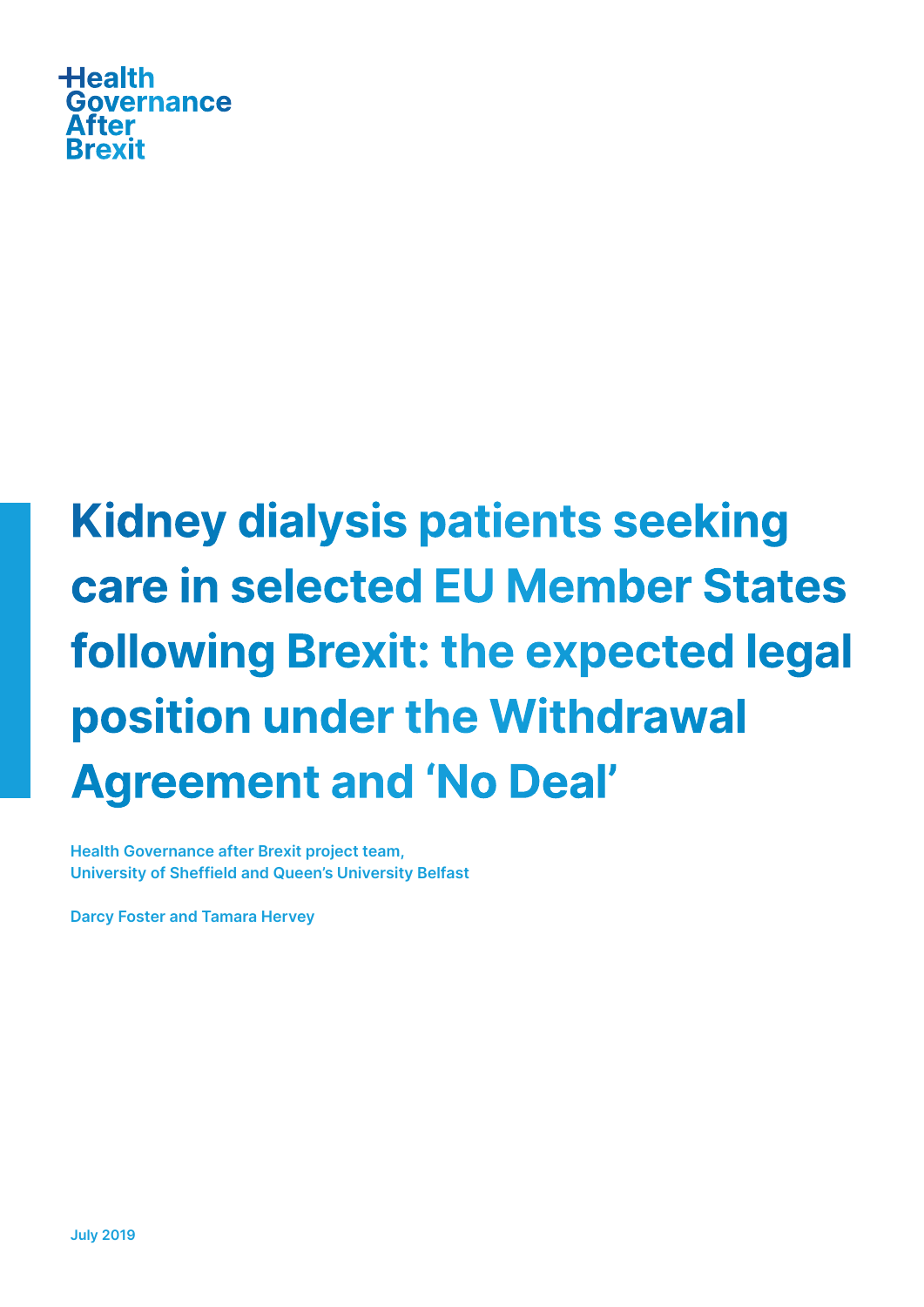Health
Governance
After
Brexit

# Kidney dialysis patients seeking care in selected EU Member States following Brexit: the expected legal position under the Withdrawal Agreement and 'No Deal'

**Health Governance after Brexit project team,**
**University of Sheffield and Queen's University Belfast**

**Darcy Foster and Tamara Hervey**

**July 2019**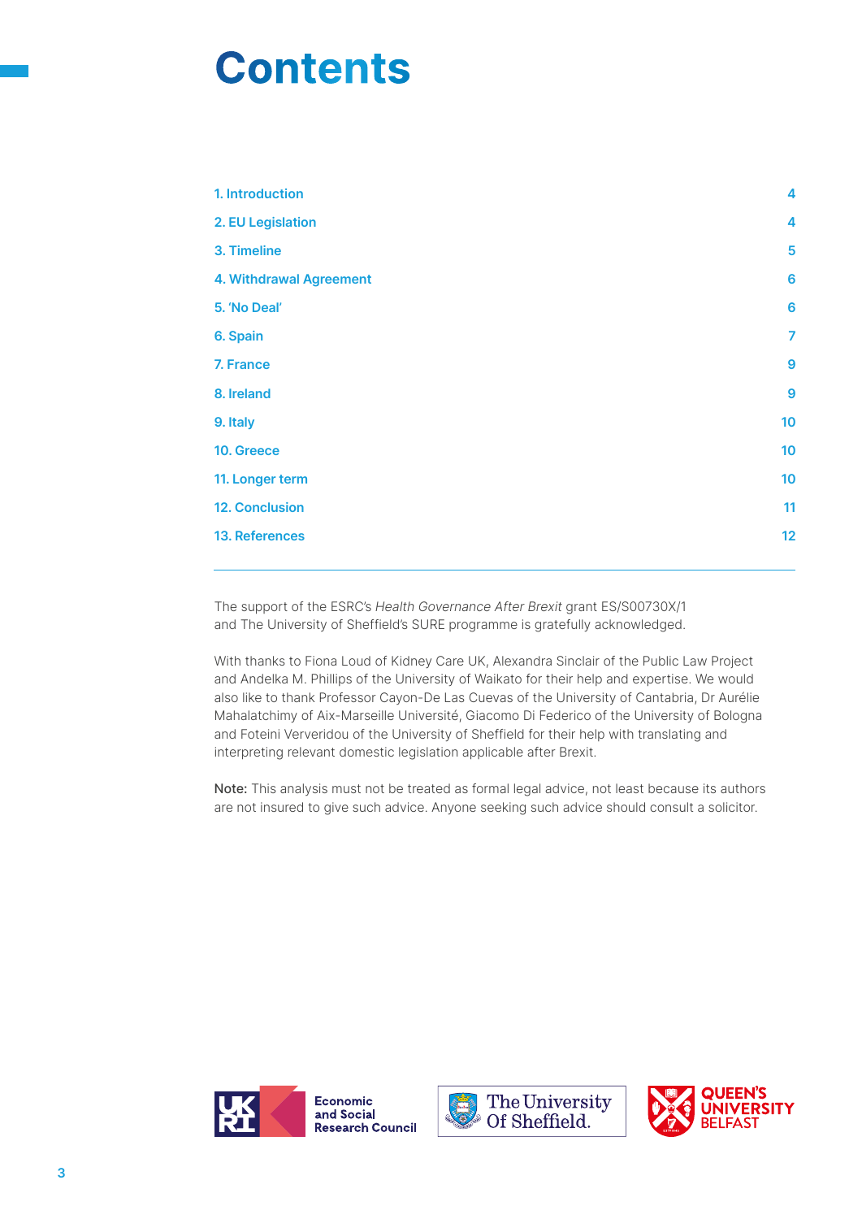# Contents

| | |
|---|---|
| 1. Introduction | 4 |
| 2. EU Legislation | 4 |
| 3. Timeline | 5 |
| 4. Withdrawal Agreement | 6 |
| 5. 'No Deal' | 6 |
| 6. Spain | 7 |
| 7. France | 9 |
| 8. Ireland | 9 |
| 9. Italy | 10 |
| 10. Greece | 10 |
| 11. Longer term | 10 |
| 12. Conclusion | 11 |
| 13. References | 12 |

The support of the ESRC's *Health Governance After Brexit* grant ES/S00730X/1 and The University of Sheffield's SURE programme is gratefully acknowledged.

With thanks to Fiona Loud of Kidney Care UK, Alexandra Sinclair of the Public Law Project and Andelka M. Phillips of the University of Waikato for their help and expertise. We would also like to thank Professor Cayon-De Las Cuevas of the University of Cantabria, Dr Aurélie Mahalatchimy of Aix-Marseille Université, Giacomo Di Federico of the University of Bologna and Foteini Ververidou of the University of Sheffield for their help with translating and interpreting relevant domestic legislation applicable after Brexit.

**Note:** This analysis must not be treated as formal legal advice, not least because its authors are not insured to give such advice. Anyone seeking such advice should consult a solicitor.

Economic and Social Research Council

The University Of Sheffield.

QUEEN'S UNIVERSITY BELFAST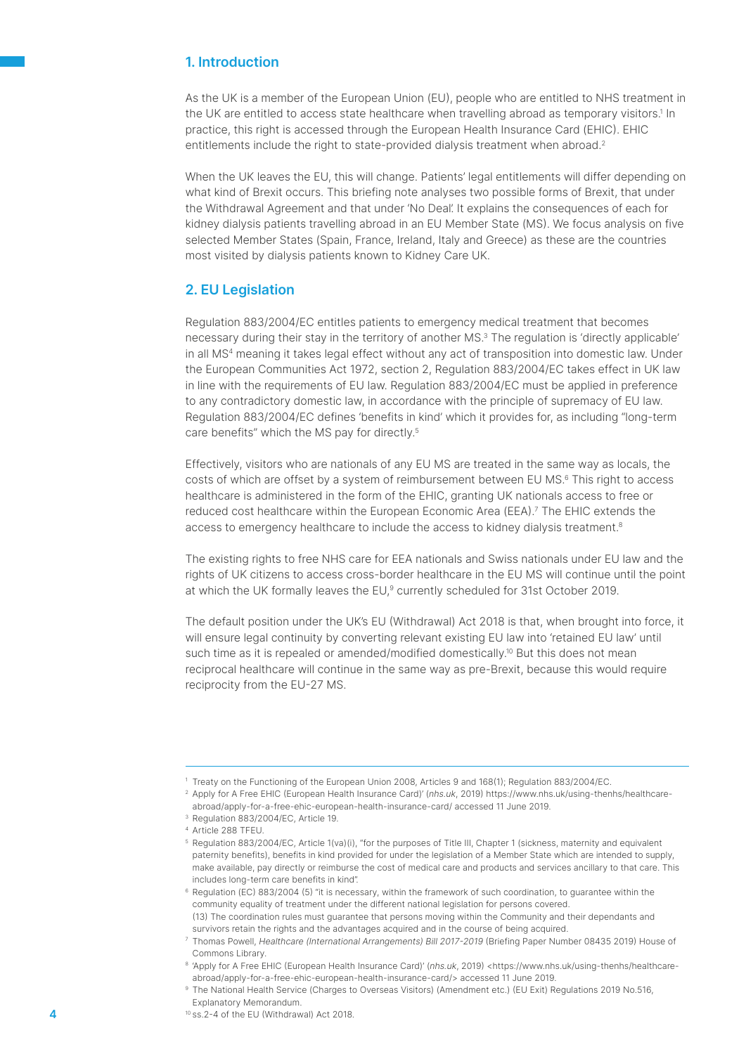## 1. Introduction

As the UK is a member of the European Union (EU), people who are entitled to NHS treatment in the UK are entitled to access state healthcare when travelling abroad as temporary visitors.[1] In practice, this right is accessed through the European Health Insurance Card (EHIC). EHIC entitlements include the right to state-provided dialysis treatment when abroad.[2]

When the UK leaves the EU, this will change. Patients' legal entitlements will differ depending on what kind of Brexit occurs. This briefing note analyses two possible forms of Brexit, that under the Withdrawal Agreement and that under 'No Deal'. It explains the consequences of each for kidney dialysis patients travelling abroad in an EU Member State (MS). We focus analysis on five selected Member States (Spain, France, Ireland, Italy and Greece) as these are the countries most visited by dialysis patients known to Kidney Care UK.

## 2. EU Legislation

Regulation 883/2004/EC entitles patients to emergency medical treatment that becomes necessary during their stay in the territory of another MS.[3] The regulation is 'directly applicable' in all MS[4] meaning it takes legal effect without any act of transposition into domestic law. Under the European Communities Act 1972, section 2, Regulation 883/2004/EC takes effect in UK law in line with the requirements of EU law. Regulation 883/2004/EC must be applied in preference to any contradictory domestic law, in accordance with the principle of supremacy of EU law. Regulation 883/2004/EC defines 'benefits in kind' which it provides for, as including "long-term care benefits" which the MS pay for directly.[5]

Effectively, visitors who are nationals of any EU MS are treated in the same way as locals, the costs of which are offset by a system of reimbursement between EU MS.[6] This right to access healthcare is administered in the form of the EHIC, granting UK nationals access to free or reduced cost healthcare within the European Economic Area (EEA).[7] The EHIC extends the access to emergency healthcare to include the access to kidney dialysis treatment.[8]

The existing rights to free NHS care for EEA nationals and Swiss nationals under EU law and the rights of UK citizens to access cross-border healthcare in the EU MS will continue until the point at which the UK formally leaves the EU,[9] currently scheduled for 31st October 2019.

The default position under the UK's EU (Withdrawal) Act 2018 is that, when brought into force, it will ensure legal continuity by converting relevant existing EU law into 'retained EU law' until such time as it is repealed or amended/modified domestically.[10] But this does not mean reciprocal healthcare will continue in the same way as pre-Brexit, because this would require reciprocity from the EU-27 MS.

---

[1] Treaty on the Functioning of the European Union 2008, Articles 9 and 168(1); Regulation 883/2004/EC.

[2] Apply for A Free EHIC (European Health Insurance Card)' (*nhs.uk*, 2019) https://www.nhs.uk/using-thenhs/healthcare-abroad/apply-for-a-free-ehic-european-health-insurance-card/ accessed 11 June 2019.

[3] Regulation 883/2004/EC, Article 19.

[4] Article 288 TFEU.

[5] Regulation 883/2004/EC, Article 1(va)(i), "for the purposes of Title III, Chapter 1 (sickness, maternity and equivalent paternity benefits), benefits in kind provided for under the legislation of a Member State which are intended to supply, make available, pay directly or reimburse the cost of medical care and products and services ancillary to that care. This includes long-term care benefits in kind".

[6] Regulation (EC) 883/2004 (5) "it is necessary, within the framework of such coordination, to guarantee within the community equality of treatment under the different national legislation for persons covered.
(13) The coordination rules must guarantee that persons moving within the Community and their dependants and survivors retain the rights and the advantages acquired and in the course of being acquired.

[7] Thomas Powell, *Healthcare (International Arrangements) Bill 2017-2019* (Briefing Paper Number 08435 2019) House of Commons Library.

[8] 'Apply for A Free EHIC (European Health Insurance Card)' (*nhs.uk*, 2019) <https://www.nhs.uk/using-thenhs/healthcare-abroad/apply-for-a-free-ehic-european-health-insurance-card/> accessed 11 June 2019.

[9] The National Health Service (Charges to Overseas Visitors) (Amendment etc.) (EU Exit) Regulations 2019 No.516, Explanatory Memorandum.

[10] ss.2-4 of the EU (Withdrawal) Act 2018.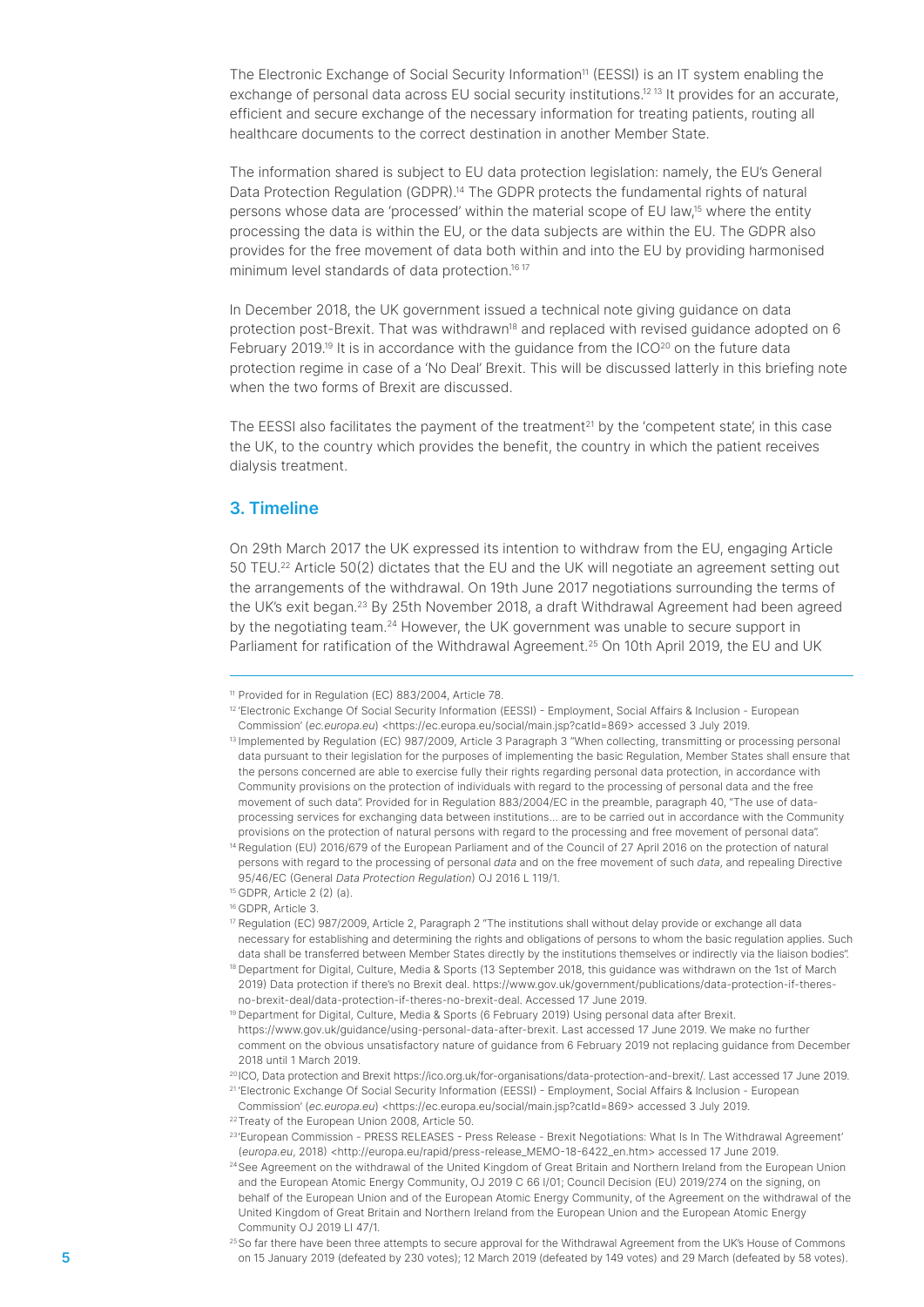The Electronic Exchange of Social Security Information[11] (EESSI) is an IT system enabling the exchange of personal data across EU social security institutions.[12 13] It provides for an accurate, efficient and secure exchange of the necessary information for treating patients, routing all healthcare documents to the correct destination in another Member State.

The information shared is subject to EU data protection legislation: namely, the EU's General Data Protection Regulation (GDPR).[14] The GDPR protects the fundamental rights of natural persons whose data are 'processed' within the material scope of EU law,[15] where the entity processing the data is within the EU, or the data subjects are within the EU. The GDPR also provides for the free movement of data both within and into the EU by providing harmonised minimum level standards of data protection.[16 17]

In December 2018, the UK government issued a technical note giving guidance on data protection post-Brexit. That was withdrawn[18] and replaced with revised guidance adopted on 6 February 2019.[19] It is in accordance with the guidance from the ICO[20] on the future data protection regime in case of a 'No Deal' Brexit. This will be discussed latterly in this briefing note when the two forms of Brexit are discussed.

The EESSI also facilitates the payment of the treatment[21] by the 'competent state', in this case the UK, to the country which provides the benefit, the country in which the patient receives dialysis treatment.

## 3. Timeline

On 29th March 2017 the UK expressed its intention to withdraw from the EU, engaging Article 50 TEU.[22] Article 50(2) dictates that the EU and the UK will negotiate an agreement setting out the arrangements of the withdrawal. On 19th June 2017 negotiations surrounding the terms of the UK's exit began.[23] By 25th November 2018, a draft Withdrawal Agreement had been agreed by the negotiating team.[24] However, the UK government was unable to secure support in Parliament for ratification of the Withdrawal Agreement.[25] On 10th April 2019, the EU and UK

---

[11] Provided for in Regulation (EC) 883/2004, Article 78.

[12] 'Electronic Exchange Of Social Security Information (EESSI) - Employment, Social Affairs & Inclusion - European Commission' (*ec.europa.eu*) <https://ec.europa.eu/social/main.jsp?catId=869> accessed 3 July 2019.

[13] Implemented by Regulation (EC) 987/2009, Article 3 Paragraph 3 "When collecting, transmitting or processing personal data pursuant to their legislation for the purposes of implementing the basic Regulation, Member States shall ensure that the persons concerned are able to exercise fully their rights regarding personal data protection, in accordance with Community provisions on the protection of individuals with regard to the processing of personal data and the free movement of such data". Provided for in Regulation 883/2004/EC in the preamble, paragraph 40, "The use of data-processing services for exchanging data between institutions... are to be carried out in accordance with the Community provisions on the protection of natural persons with regard to the processing and free movement of personal data".

[14] Regulation (EU) 2016/679 of the European Parliament and of the Council of 27 April 2016 on the protection of natural persons with regard to the processing of personal *data* and on the free movement of such *data*, and repealing Directive 95/46/EC (General *Data Protection Regulation*) OJ 2016 L 119/1.

[15] GDPR, Article 2 (2) (a).

[16] GDPR, Article 3.

[17] Regulation (EC) 987/2009, Article 2, Paragraph 2 "The institutions shall without delay provide or exchange all data necessary for establishing and determining the rights and obligations of persons to whom the basic regulation applies. Such data shall be transferred between Member States directly by the institutions themselves or indirectly via the liaison bodies".

[18] Department for Digital, Culture, Media & Sports (13 September 2018, this guidance was withdrawn on the 1st of March 2019) Data protection if there's no Brexit deal. https://www.gov.uk/government/publications/data-protection-if-theres-no-brexit-deal/data-protection-if-theres-no-brexit-deal. Accessed 17 June 2019.

[19] Department for Digital, Culture, Media & Sports (6 February 2019) Using personal data after Brexit. https://www.gov.uk/guidance/using-personal-data-after-brexit. Last accessed 17 June 2019. We make no further comment on the obvious unsatisfactory nature of guidance from 6 February 2019 not replacing guidance from December 2018 until 1 March 2019.

[20] ICO, Data protection and Brexit https://ico.org.uk/for-organisations/data-protection-and-brexit/. Last accessed 17 June 2019.

[21] 'Electronic Exchange Of Social Security Information (EESSI) - Employment, Social Affairs & Inclusion - European Commission' (*ec.europa.eu*) <https://ec.europa.eu/social/main.jsp?catId=869> accessed 3 July 2019.

[22] Treaty of the European Union 2008, Article 50.

[23] 'European Commission - PRESS RELEASES - Press Release - Brexit Negotiations: What Is In The Withdrawal Agreement' (*europa.eu*, 2018) <http://europa.eu/rapid/press-release_MEMO-18-6422_en.htm> accessed 17 June 2019.

[24] See Agreement on the withdrawal of the United Kingdom of Great Britain and Northern Ireland from the European Union and the European Atomic Energy Community, OJ 2019 C 66 I/01; Council Decision (EU) 2019/274 on the signing, on behalf of the European Union and of the European Atomic Energy Community, of the Agreement on the withdrawal of the United Kingdom of Great Britain and Northern Ireland from the European Union and the European Atomic Energy Community OJ 2019 LI 47/1.

[25] So far there have been three attempts to secure approval for the Withdrawal Agreement from the UK's House of Commons on 15 January 2019 (defeated by 230 votes); 12 March 2019 (defeated by 149 votes) and 29 March (defeated by 58 votes).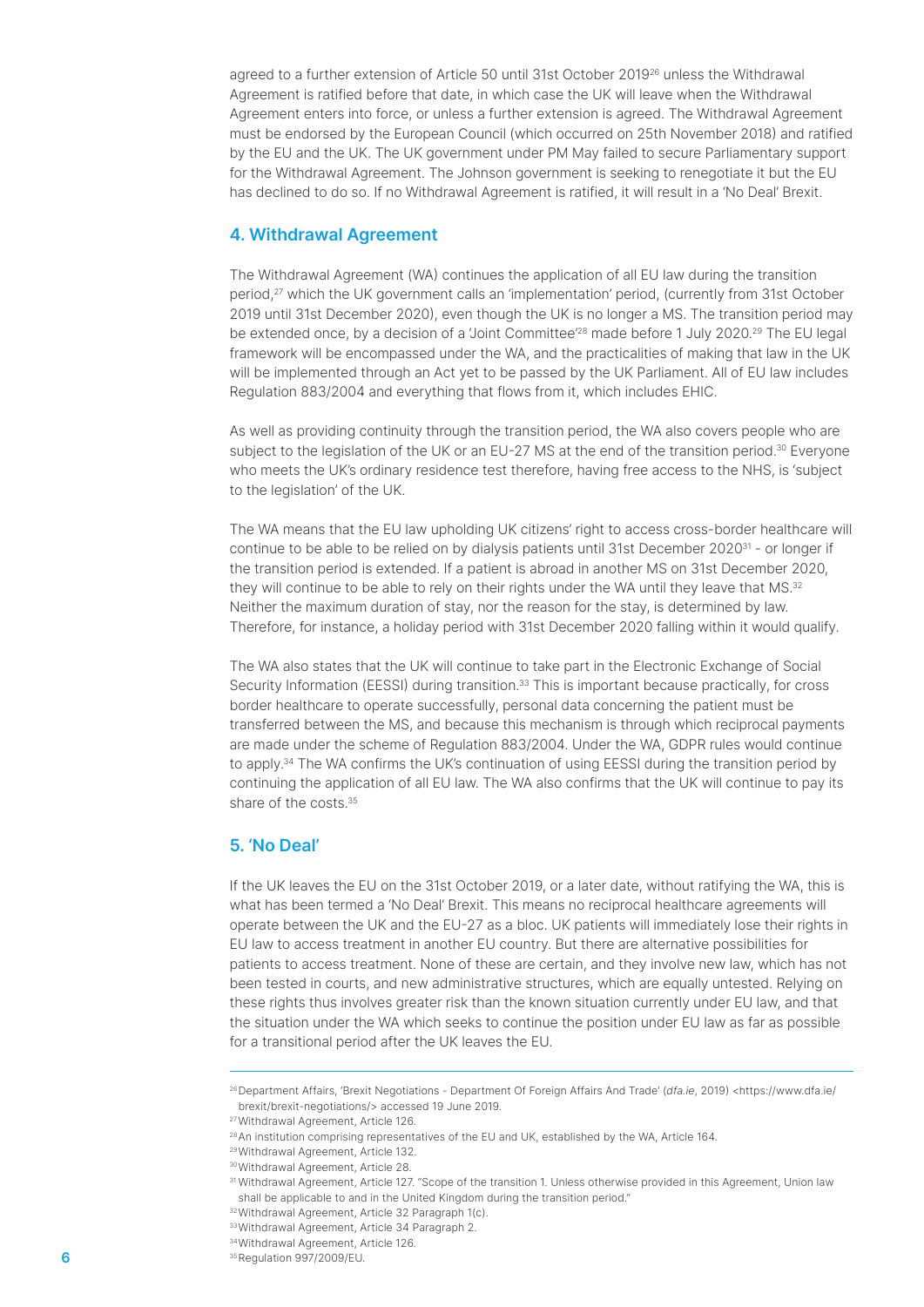agreed to a further extension of Article 50 until 31st October 2019[26] unless the Withdrawal Agreement is ratified before that date, in which case the UK will leave when the Withdrawal Agreement enters into force, or unless a further extension is agreed. The Withdrawal Agreement must be endorsed by the European Council (which occurred on 25th November 2018) and ratified by the EU and the UK. The UK government under PM May failed to secure Parliamentary support for the Withdrawal Agreement. The Johnson government is seeking to renegotiate it but the EU has declined to do so. If no Withdrawal Agreement is ratified, it will result in a 'No Deal' Brexit.

## 4. Withdrawal Agreement

The Withdrawal Agreement (WA) continues the application of all EU law during the transition period,[27] which the UK government calls an 'implementation' period, (currently from 31st October 2019 until 31st December 2020), even though the UK is no longer a MS. The transition period may be extended once, by a decision of a 'Joint Committee'[28] made before 1 July 2020.[29] The EU legal framework will be encompassed under the WA, and the practicalities of making that law in the UK will be implemented through an Act yet to be passed by the UK Parliament. All of EU law includes Regulation 883/2004 and everything that flows from it, which includes EHIC.

As well as providing continuity through the transition period, the WA also covers people who are subject to the legislation of the UK or an EU-27 MS at the end of the transition period.[30] Everyone who meets the UK's ordinary residence test therefore, having free access to the NHS, is 'subject to the legislation' of the UK.

The WA means that the EU law upholding UK citizens' right to access cross-border healthcare will continue to be able to be relied on by dialysis patients until 31st December 2020[31] - or longer if the transition period is extended. If a patient is abroad in another MS on 31st December 2020, they will continue to be able to rely on their rights under the WA until they leave that MS.[32] Neither the maximum duration of stay, nor the reason for the stay, is determined by law. Therefore, for instance, a holiday period with 31st December 2020 falling within it would qualify.

The WA also states that the UK will continue to take part in the Electronic Exchange of Social Security Information (EESSI) during transition.[33] This is important because practically, for cross border healthcare to operate successfully, personal data concerning the patient must be transferred between the MS, and because this mechanism is through which reciprocal payments are made under the scheme of Regulation 883/2004. Under the WA, GDPR rules would continue to apply.[34] The WA confirms the UK's continuation of using EESSI during the transition period by continuing the application of all EU law. The WA also confirms that the UK will continue to pay its share of the costs.[35]

## 5. 'No Deal'

If the UK leaves the EU on the 31st October 2019, or a later date, without ratifying the WA, this is what has been termed a 'No Deal' Brexit. This means no reciprocal healthcare agreements will operate between the UK and the EU-27 as a bloc. UK patients will immediately lose their rights in EU law to access treatment in another EU country. But there are alternative possibilities for patients to access treatment. None of these are certain, and they involve new law, which has not been tested in courts, and new administrative structures, which are equally untested. Relying on these rights thus involves greater risk than the known situation currently under EU law, and that the situation under the WA which seeks to continue the position under EU law as far as possible for a transitional period after the UK leaves the EU.

---

[26] Department Affairs, 'Brexit Negotiations - Department Of Foreign Affairs And Trade' (*dfa.ie*, 2019) <https://www.dfa.ie/brexit/brexit-negotiations/> accessed 19 June 2019.

[27] Withdrawal Agreement, Article 126.

[28] An institution comprising representatives of the EU and UK, established by the WA, Article 164.

[29] Withdrawal Agreement, Article 132.

[30] Withdrawal Agreement, Article 28.

[31] Withdrawal Agreement, Article 127. "Scope of the transition 1. Unless otherwise provided in this Agreement, Union law shall be applicable to and in the United Kingdom during the transition period."

[32] Withdrawal Agreement, Article 32 Paragraph 1(c).

[33] Withdrawal Agreement, Article 34 Paragraph 2.

[34] Withdrawal Agreement, Article 126.

[35] Regulation 997/2009/EU.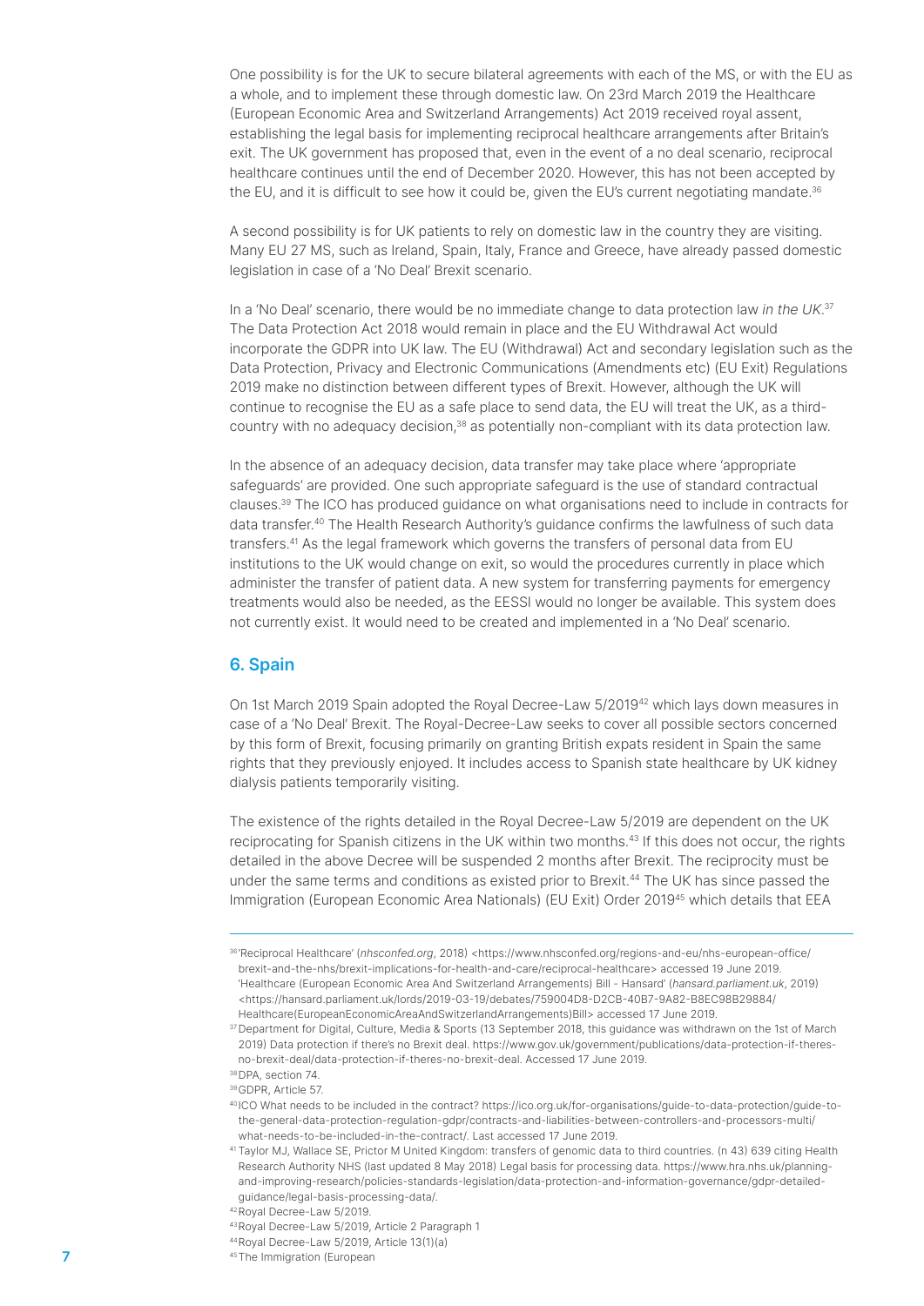One possibility is for the UK to secure bilateral agreements with each of the MS, or with the EU as a whole, and to implement these through domestic law. On 23rd March 2019 the Healthcare (European Economic Area and Switzerland Arrangements) Act 2019 received royal assent, establishing the legal basis for implementing reciprocal healthcare arrangements after Britain's exit. The UK government has proposed that, even in the event of a no deal scenario, reciprocal healthcare continues until the end of December 2020. However, this has not been accepted by the EU, and it is difficult to see how it could be, given the EU's current negotiating mandate.[36]

A second possibility is for UK patients to rely on domestic law in the country they are visiting. Many EU 27 MS, such as Ireland, Spain, Italy, France and Greece, have already passed domestic legislation in case of a 'No Deal' Brexit scenario.

In a 'No Deal' scenario, there would be no immediate change to data protection law *in the UK*.[37] The Data Protection Act 2018 would remain in place and the EU Withdrawal Act would incorporate the GDPR into UK law. The EU (Withdrawal) Act and secondary legislation such as the Data Protection, Privacy and Electronic Communications (Amendments etc) (EU Exit) Regulations 2019 make no distinction between different types of Brexit. However, although the UK will continue to recognise the EU as a safe place to send data, the EU will treat the UK, as a third-country with no adequacy decision,[38] as potentially non-compliant with its data protection law.

In the absence of an adequacy decision, data transfer may take place where 'appropriate safeguards' are provided. One such appropriate safeguard is the use of standard contractual clauses.[39] The ICO has produced guidance on what organisations need to include in contracts for data transfer.[40] The Health Research Authority's guidance confirms the lawfulness of such data transfers.[41] As the legal framework which governs the transfers of personal data from EU institutions to the UK would change on exit, so would the procedures currently in place which administer the transfer of patient data. A new system for transferring payments for emergency treatments would also be needed, as the EESSI would no longer be available. This system does not currently exist. It would need to be created and implemented in a 'No Deal' scenario.

## 6. Spain

On 1st March 2019 Spain adopted the Royal Decree-Law 5/2019[42] which lays down measures in case of a 'No Deal' Brexit. The Royal-Decree-Law seeks to cover all possible sectors concerned by this form of Brexit, focusing primarily on granting British expats resident in Spain the same rights that they previously enjoyed. It includes access to Spanish state healthcare by UK kidney dialysis patients temporarily visiting.

The existence of the rights detailed in the Royal Decree-Law 5/2019 are dependent on the UK reciprocating for Spanish citizens in the UK within two months.[43] If this does not occur, the rights detailed in the above Decree will be suspended 2 months after Brexit. The reciprocity must be under the same terms and conditions as existed prior to Brexit.[44] The UK has since passed the Immigration (European Economic Area Nationals) (EU Exit) Order 2019[45] which details that EEA

---

[36] 'Reciprocal Healthcare' (*nhsconfed.org*, 2018) <https://www.nhsconfed.org/regions-and-eu/nhs-european-office/brexit-and-the-nhs/brexit-implications-for-health-and-care/reciprocal-healthcare> accessed 19 June 2019. 'Healthcare (European Economic Area And Switzerland Arrangements) Bill - Hansard' (*hansard.parliament.uk*, 2019) <https://hansard.parliament.uk/lords/2019-03-19/debates/759004D8-D2CB-40B7-9A82-B8EC98B29884/Healthcare(EuropeanEconomicAreaAndSwitzerlandArrangements)Bill> accessed 17 June 2019.

[37] Department for Digital, Culture, Media & Sports (13 September 2018, this guidance was withdrawn on the 1st of March 2019) Data protection if there's no Brexit deal. https://www.gov.uk/government/publications/data-protection-if-theres-no-brexit-deal/data-protection-if-theres-no-brexit-deal. Accessed 17 June 2019.

[38] DPA, section 74.

[39] GDPR, Article 57.

[40] ICO What needs to be included in the contract? https://ico.org.uk/for-organisations/guide-to-data-protection/guide-to-the-general-data-protection-regulation-gdpr/contracts-and-liabilities-between-controllers-and-processors-multi/what-needs-to-be-included-in-the-contract/. Last accessed 17 June 2019.

[41] Taylor MJ, Wallace SE, Prictor M United Kingdom: transfers of genomic data to third countries. (n 43) 639 citing Health Research Authority NHS (last updated 8 May 2018) Legal basis for processing data. https://www.hra.nhs.uk/planning-and-improving-research/policies-standards-legislation/data-protection-and-information-governance/gdpr-detailed-guidance/legal-basis-processing-data/.

[42] Royal Decree-Law 5/2019.

[43] Royal Decree-Law 5/2019, Article 2 Paragraph 1

[44] Royal Decree-Law 5/2019, Article 13(1)(a)

[45] The Immigration (European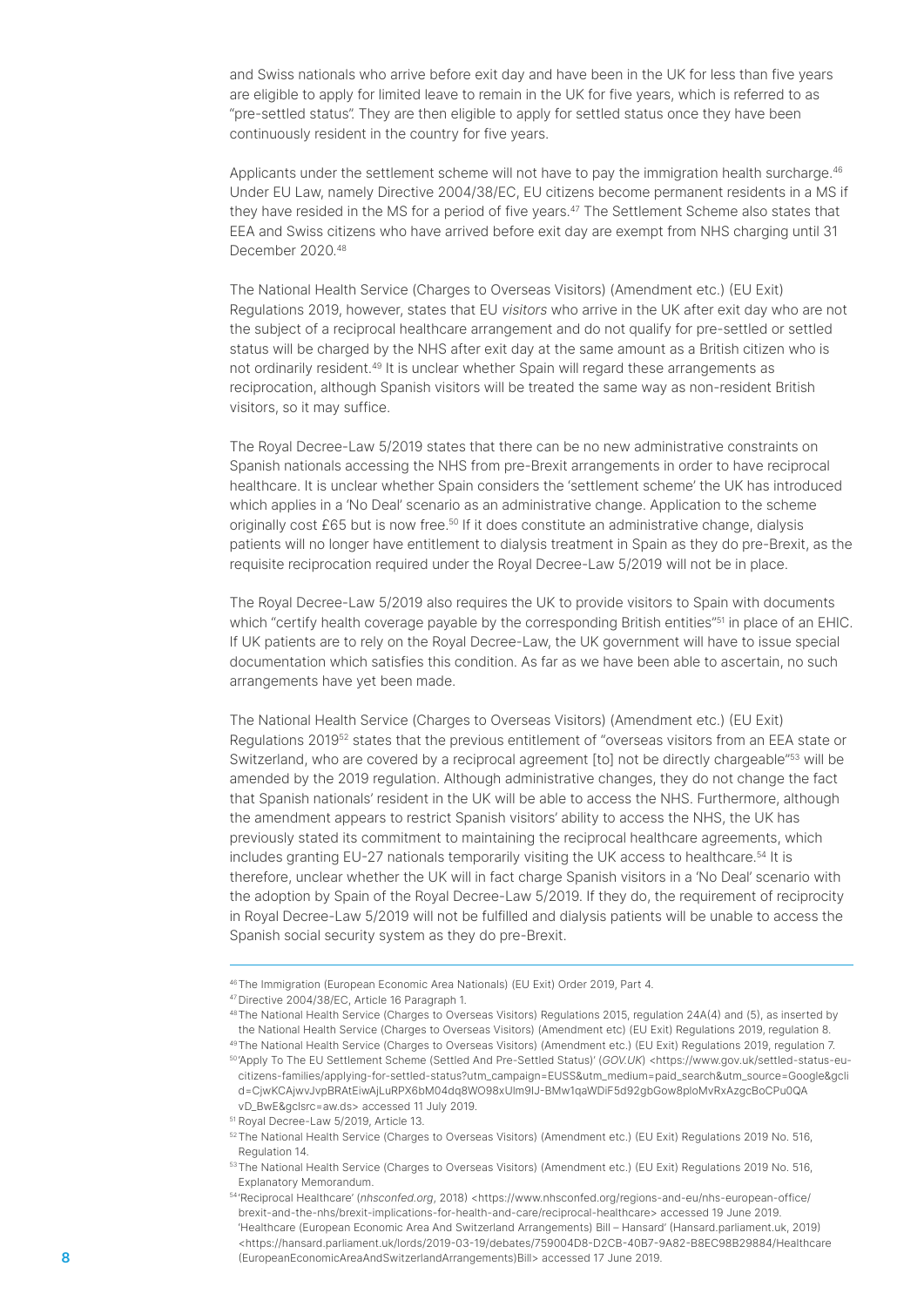and Swiss nationals who arrive before exit day and have been in the UK for less than five years are eligible to apply for limited leave to remain in the UK for five years, which is referred to as "pre-settled status". They are then eligible to apply for settled status once they have been continuously resident in the country for five years.

Applicants under the settlement scheme will not have to pay the immigration health surcharge.[46] Under EU Law, namely Directive 2004/38/EC, EU citizens become permanent residents in a MS if they have resided in the MS for a period of five years.[47] The Settlement Scheme also states that EEA and Swiss citizens who have arrived before exit day are exempt from NHS charging until 31 December 2020.[48]

The National Health Service (Charges to Overseas Visitors) (Amendment etc.) (EU Exit) Regulations 2019, however, states that EU *visitors* who arrive in the UK after exit day who are not the subject of a reciprocal healthcare arrangement and do not qualify for pre-settled or settled status will be charged by the NHS after exit day at the same amount as a British citizen who is not ordinarily resident.[49] It is unclear whether Spain will regard these arrangements as reciprocation, although Spanish visitors will be treated the same way as non-resident British visitors, so it may suffice.

The Royal Decree-Law 5/2019 states that there can be no new administrative constraints on Spanish nationals accessing the NHS from pre-Brexit arrangements in order to have reciprocal healthcare. It is unclear whether Spain considers the 'settlement scheme' the UK has introduced which applies in a 'No Deal' scenario as an administrative change. Application to the scheme originally cost £65 but is now free.[50] If it does constitute an administrative change, dialysis patients will no longer have entitlement to dialysis treatment in Spain as they do pre-Brexit, as the requisite reciprocation required under the Royal Decree-Law 5/2019 will not be in place.

The Royal Decree-Law 5/2019 also requires the UK to provide visitors to Spain with documents which "certify health coverage payable by the corresponding British entities"[51] in place of an EHIC. If UK patients are to rely on the Royal Decree-Law, the UK government will have to issue special documentation which satisfies this condition. As far as we have been able to ascertain, no such arrangements have yet been made.

The National Health Service (Charges to Overseas Visitors) (Amendment etc.) (EU Exit) Regulations 2019[52] states that the previous entitlement of "overseas visitors from an EEA state or Switzerland, who are covered by a reciprocal agreement [to] not be directly chargeable"[53] will be amended by the 2019 regulation. Although administrative changes, they do not change the fact that Spanish nationals' resident in the UK will be able to access the NHS. Furthermore, although the amendment appears to restrict Spanish visitors' ability to access the NHS, the UK has previously stated its commitment to maintaining the reciprocal healthcare agreements, which includes granting EU-27 nationals temporarily visiting the UK access to healthcare.[54] It is therefore, unclear whether the UK will in fact charge Spanish visitors in a 'No Deal' scenario with the adoption by Spain of the Royal Decree-Law 5/2019. If they do, the requirement of reciprocity in Royal Decree-Law 5/2019 will not be fulfilled and dialysis patients will be unable to access the Spanish social security system as they do pre-Brexit.

---

[46] The Immigration (European Economic Area Nationals) (EU Exit) Order 2019, Part 4.

[47] Directive 2004/38/EC, Article 16 Paragraph 1.

[48] The National Health Service (Charges to Overseas Visitors) Regulations 2015, regulation 24A(4) and (5), as inserted by the National Health Service (Charges to Overseas Visitors) (Amendment etc) (EU Exit) Regulations 2019, regulation 8.

[49] The National Health Service (Charges to Overseas Visitors) (Amendment etc.) (EU Exit) Regulations 2019, regulation 7.

[50] 'Apply To The EU Settlement Scheme (Settled And Pre-Settled Status)' (*GOV.UK*) <https://www.gov.uk/settled-status-eu-citizens-families/applying-for-settled-status?utm_campaign=EUSS&utm_medium=paid_search&utm_source=Google&gclid=CjwKCAjwvJvpBRAtEiwAjLuRPX6bM04dq8WO98xUlm9IJ-BMw1qaWDiF5d92gbGow8ploMvRxAzgcBoCPu0QAvD_BwE&gclsrc=aw.ds> accessed 11 July 2019.

[51] Royal Decree-Law 5/2019, Article 13.

[52] The National Health Service (Charges to Overseas Visitors) (Amendment etc.) (EU Exit) Regulations 2019 No. 516, Regulation 14.

[53] The National Health Service (Charges to Overseas Visitors) (Amendment etc.) (EU Exit) Regulations 2019 No. 516, Explanatory Memorandum.

[54] 'Reciprocal Healthcare' (*nhsconfed.org*, 2018) <https://www.nhsconfed.org/regions-and-eu/nhs-european-office/brexit-and-the-nhs/brexit-implications-for-health-and-care/reciprocal-healthcare> accessed 19 June 2019. 'Healthcare (European Economic Area And Switzerland Arrangements) Bill – Hansard' (Hansard.parliament.uk, 2019) <https://hansard.parliament.uk/lords/2019-03-19/debates/759004D8-D2CB-40B7-9A82-B8EC98B29884/Healthcare(EuropeanEconomicAreaAndSwitzerlandArrangements)Bill> accessed 17 June 2019.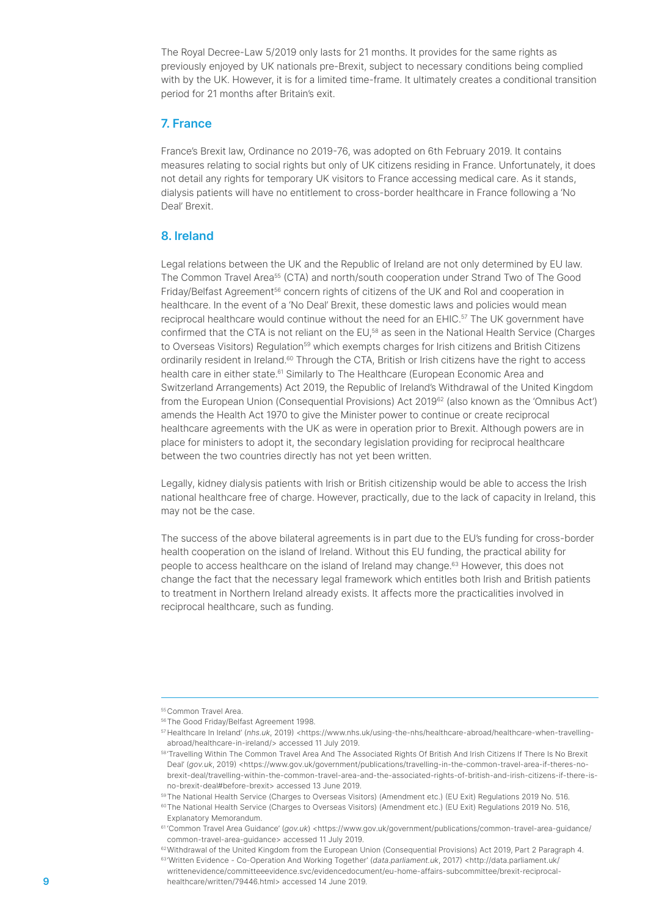The Royal Decree-Law 5/2019 only lasts for 21 months. It provides for the same rights as previously enjoyed by UK nationals pre-Brexit, subject to necessary conditions being complied with by the UK. However, it is for a limited time-frame. It ultimately creates a conditional transition period for 21 months after Britain's exit.

## 7. France

France's Brexit law, Ordinance no 2019-76, was adopted on 6th February 2019. It contains measures relating to social rights but only of UK citizens residing in France. Unfortunately, it does not detail any rights for temporary UK visitors to France accessing medical care. As it stands, dialysis patients will have no entitlement to cross-border healthcare in France following a 'No Deal' Brexit.

## 8. Ireland

Legal relations between the UK and the Republic of Ireland are not only determined by EU law. The Common Travel Area[55] (CTA) and north/south cooperation under Strand Two of The Good Friday/Belfast Agreement[56] concern rights of citizens of the UK and RoI and cooperation in healthcare. In the event of a 'No Deal' Brexit, these domestic laws and policies would mean reciprocal healthcare would continue without the need for an EHIC.[57] The UK government have confirmed that the CTA is not reliant on the EU,[58] as seen in the National Health Service (Charges to Overseas Visitors) Regulation[59] which exempts charges for Irish citizens and British Citizens ordinarily resident in Ireland.[60] Through the CTA, British or Irish citizens have the right to access health care in either state.[61] Similarly to The Healthcare (European Economic Area and Switzerland Arrangements) Act 2019, the Republic of Ireland's Withdrawal of the United Kingdom from the European Union (Consequential Provisions) Act 2019[62] (also known as the 'Omnibus Act') amends the Health Act 1970 to give the Minister power to continue or create reciprocal healthcare agreements with the UK as were in operation prior to Brexit. Although powers are in place for ministers to adopt it, the secondary legislation providing for reciprocal healthcare between the two countries directly has not yet been written.

Legally, kidney dialysis patients with Irish or British citizenship would be able to access the Irish national healthcare free of charge. However, practically, due to the lack of capacity in Ireland, this may not be the case.

The success of the above bilateral agreements is in part due to the EU's funding for cross-border health cooperation on the island of Ireland. Without this EU funding, the practical ability for people to access healthcare on the island of Ireland may change.[63] However, this does not change the fact that the necessary legal framework which entitles both Irish and British patients to treatment in Northern Ireland already exists. It affects more the practicalities involved in reciprocal healthcare, such as funding.

---

[55] Common Travel Area.

[56] The Good Friday/Belfast Agreement 1998.

[57] Healthcare In Ireland' (*nhs.uk*, 2019) <https://www.nhs.uk/using-the-nhs/healthcare-abroad/healthcare-when-travelling-abroad/healthcare-in-ireland/> accessed 11 July 2019.

[58] 'Travelling Within The Common Travel Area And The Associated Rights Of British And Irish Citizens If There Is No Brexit Deal' (*gov.uk*, 2019) <https://www.gov.uk/government/publications/travelling-in-the-common-travel-area-if-theres-no-brexit-deal/travelling-within-the-common-travel-area-and-the-associated-rights-of-british-and-irish-citizens-if-there-is-no-brexit-deal#before-brexit> accessed 13 June 2019.

[59] The National Health Service (Charges to Overseas Visitors) (Amendment etc.) (EU Exit) Regulations 2019 No. 516.

[60] The National Health Service (Charges to Overseas Visitors) (Amendment etc.) (EU Exit) Regulations 2019 No. 516, Explanatory Memorandum.

[61] 'Common Travel Area Guidance' (*gov.uk*) <https://www.gov.uk/government/publications/common-travel-area-guidance/common-travel-area-guidance> accessed 11 July 2019.

[62] Withdrawal of the United Kingdom from the European Union (Consequential Provisions) Act 2019, Part 2 Paragraph 4.

[63] 'Written Evidence - Co-Operation And Working Together' (*data.parliament.uk*, 2017) <http://data.parliament.uk/writtenevidence/committeeevidence.svc/evidencedocument/eu-home-affairs-subcommittee/brexit-reciprocal-healthcare/written/79446.html> accessed 14 June 2019.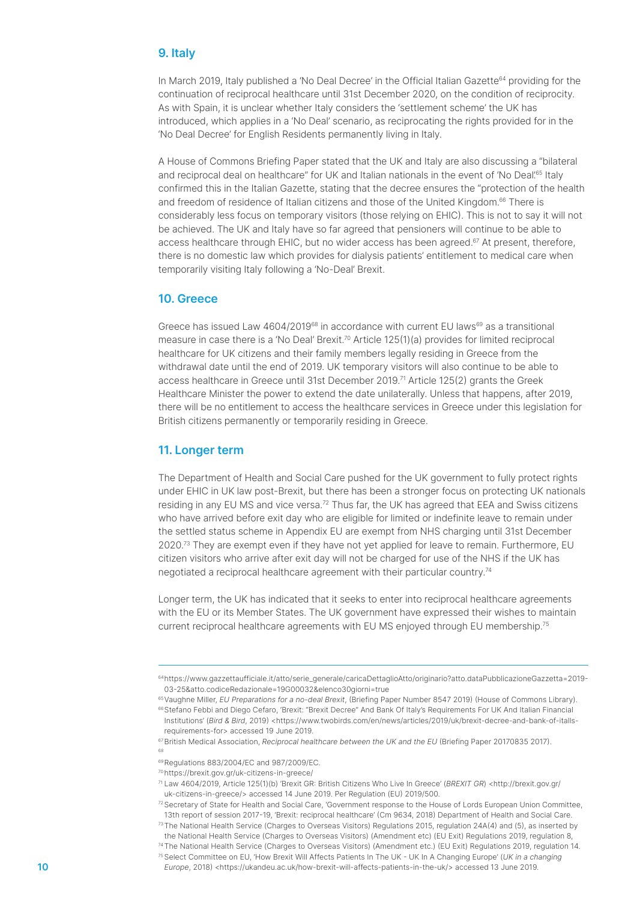## 9. Italy

In March 2019, Italy published a 'No Deal Decree' in the Official Italian Gazette[64] providing for the continuation of reciprocal healthcare until 31st December 2020, on the condition of reciprocity. As with Spain, it is unclear whether Italy considers the 'settlement scheme' the UK has introduced, which applies in a 'No Deal' scenario, as reciprocating the rights provided for in the 'No Deal Decree' for English Residents permanently living in Italy.

A House of Commons Briefing Paper stated that the UK and Italy are also discussing a "bilateral and reciprocal deal on healthcare" for UK and Italian nationals in the event of 'No Deal'.[65] Italy confirmed this in the Italian Gazette, stating that the decree ensures the "protection of the health and freedom of residence of Italian citizens and those of the United Kingdom.[66] There is considerably less focus on temporary visitors (those relying on EHIC). This is not to say it will not be achieved. The UK and Italy have so far agreed that pensioners will continue to be able to access healthcare through EHIC, but no wider access has been agreed.[67] At present, therefore, there is no domestic law which provides for dialysis patients' entitlement to medical care when temporarily visiting Italy following a 'No-Deal' Brexit.

## 10. Greece

Greece has issued Law 4604/2019[68] in accordance with current EU laws[69] as a transitional measure in case there is a 'No Deal' Brexit.[70] Article 125(1)(a) provides for limited reciprocal healthcare for UK citizens and their family members legally residing in Greece from the withdrawal date until the end of 2019. UK temporary visitors will also continue to be able to access healthcare in Greece until 31st December 2019.[71] Article 125(2) grants the Greek Healthcare Minister the power to extend the date unilaterally. Unless that happens, after 2019, there will be no entitlement to access the healthcare services in Greece under this legislation for British citizens permanently or temporarily residing in Greece.

## 11. Longer term

The Department of Health and Social Care pushed for the UK government to fully protect rights under EHIC in UK law post-Brexit, but there has been a stronger focus on protecting UK nationals residing in any EU MS and vice versa.[72] Thus far, the UK has agreed that EEA and Swiss citizens who have arrived before exit day who are eligible for limited or indefinite leave to remain under the settled status scheme in Appendix EU are exempt from NHS charging until 31st December 2020.[73] They are exempt even if they have not yet applied for leave to remain. Furthermore, EU citizen visitors who arrive after exit day will not be charged for use of the NHS if the UK has negotiated a reciprocal healthcare agreement with their particular country.[74]

Longer term, the UK has indicated that it seeks to enter into reciprocal healthcare agreements with the EU or its Member States. The UK government have expressed their wishes to maintain current reciprocal healthcare agreements with EU MS enjoyed through EU membership.[75]

---

[64] https://www.gazzettaufficiale.it/atto/serie_generale/caricaDettaglioAtto/originario?atto.dataPubblicazioneGazzetta=2019-03-25&atto.codiceRedazionale=19G00032&elenco30giorni=true

[65] Vaughne Miller, *EU Preparations for a no-deal Brexit*, (Briefing Paper Number 8547 2019) (House of Commons Library).

[66] Stefano Febbi and Diego Cefaro, 'Brexit: "Brexit Decree" And Bank Of Italy's Requirements For UK And Italian Financial Institutions' (*Bird & Bird*, 2019) <https://www.twobirds.com/en/news/articles/2019/uk/brexit-decree-and-bank-of-italls-requirements-for> accessed 19 June 2019.

[67] British Medical Association, *Reciprocal healthcare between the UK and the EU* (Briefing Paper 20170835 2017).

[68]

[69] Regulations 883/2004/EC and 987/2009/EC.

[70] https://brexit.gov.gr/uk-citizens-in-greece/

[71] Law 4604/2019, Article 125(1)(b) 'Brexit GR: British Citizens Who Live In Greece' (*BREXIT GR*) <http://brexit.gov.gr/uk-citizens-in-greece/> accessed 14 June 2019. Per Regulation (EU) 2019/500.

[72] Secretary of State for Health and Social Care, 'Government response to the House of Lords European Union Committee, 13th report of session 2017-19, 'Brexit: reciprocal healthcare' (Cm 9634, 2018) Department of Health and Social Care.

[73] The National Health Service (Charges to Overseas Visitors) Regulations 2015, regulation 24A(4) and (5), as inserted by the National Health Service (Charges to Overseas Visitors) (Amendment etc) (EU Exit) Regulations 2019, regulation 8,

[74] The National Health Service (Charges to Overseas Visitors) (Amendment etc.) (EU Exit) Regulations 2019, regulation 14.

[75] Select Committee on EU, 'How Brexit Will Affects Patients In The UK - UK In A Changing Europe' (*UK in a changing Europe*, 2018) <https://ukandeu.ac.uk/how-brexit-will-affects-patients-in-the-uk/> accessed 13 June 2019.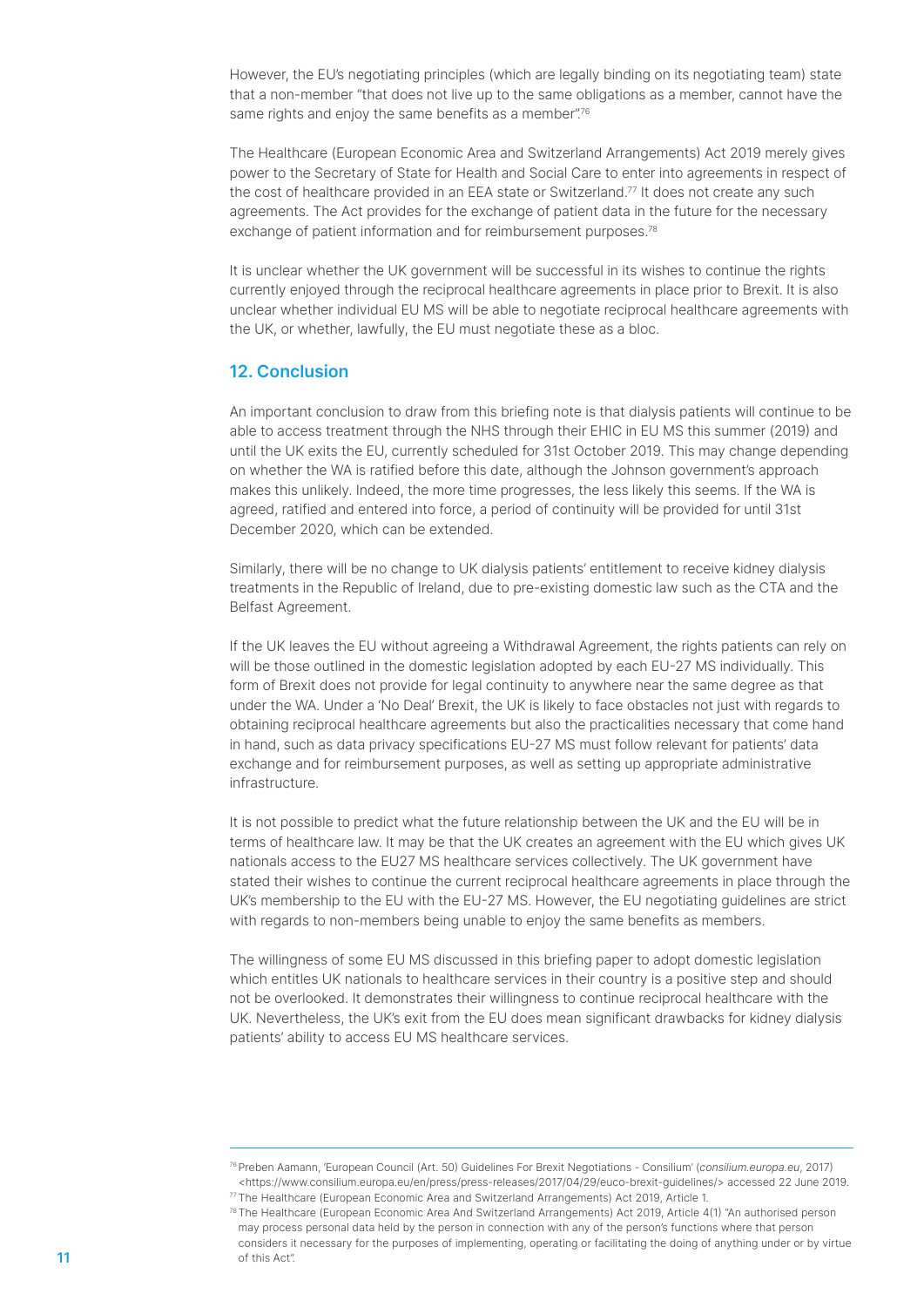However, the EU's negotiating principles (which are legally binding on its negotiating team) state that a non-member "that does not live up to the same obligations as a member, cannot have the same rights and enjoy the same benefits as a member".[76]

The Healthcare (European Economic Area and Switzerland Arrangements) Act 2019 merely gives power to the Secretary of State for Health and Social Care to enter into agreements in respect of the cost of healthcare provided in an EEA state or Switzerland.[77] It does not create any such agreements. The Act provides for the exchange of patient data in the future for the necessary exchange of patient information and for reimbursement purposes.[78]

It is unclear whether the UK government will be successful in its wishes to continue the rights currently enjoyed through the reciprocal healthcare agreements in place prior to Brexit. It is also unclear whether individual EU MS will be able to negotiate reciprocal healthcare agreements with the UK, or whether, lawfully, the EU must negotiate these as a bloc.

## 12. Conclusion

An important conclusion to draw from this briefing note is that dialysis patients will continue to be able to access treatment through the NHS through their EHIC in EU MS this summer (2019) and until the UK exits the EU, currently scheduled for 31st October 2019. This may change depending on whether the WA is ratified before this date, although the Johnson government's approach makes this unlikely. Indeed, the more time progresses, the less likely this seems. If the WA is agreed, ratified and entered into force, a period of continuity will be provided for until 31st December 2020, which can be extended.

Similarly, there will be no change to UK dialysis patients' entitlement to receive kidney dialysis treatments in the Republic of Ireland, due to pre-existing domestic law such as the CTA and the Belfast Agreement.

If the UK leaves the EU without agreeing a Withdrawal Agreement, the rights patients can rely on will be those outlined in the domestic legislation adopted by each EU-27 MS individually. This form of Brexit does not provide for legal continuity to anywhere near the same degree as that under the WA. Under a 'No Deal' Brexit, the UK is likely to face obstacles not just with regards to obtaining reciprocal healthcare agreements but also the practicalities necessary that come hand in hand, such as data privacy specifications EU-27 MS must follow relevant for patients' data exchange and for reimbursement purposes, as well as setting up appropriate administrative infrastructure.

It is not possible to predict what the future relationship between the UK and the EU will be in terms of healthcare law. It may be that the UK creates an agreement with the EU which gives UK nationals access to the EU27 MS healthcare services collectively. The UK government have stated their wishes to continue the current reciprocal healthcare agreements in place through the UK's membership to the EU with the EU-27 MS. However, the EU negotiating guidelines are strict with regards to non-members being unable to enjoy the same benefits as members.

The willingness of some EU MS discussed in this briefing paper to adopt domestic legislation which entitles UK nationals to healthcare services in their country is a positive step and should not be overlooked. It demonstrates their willingness to continue reciprocal healthcare with the UK. Nevertheless, the UK's exit from the EU does mean significant drawbacks for kidney dialysis patients' ability to access EU MS healthcare services.

---

[76] Preben Aamann, 'European Council (Art. 50) Guidelines For Brexit Negotiations - Consilium' (*consilium.europa.eu*, 2017) <https://www.consilium.europa.eu/en/press/press-releases/2017/04/29/euco-brexit-guidelines/> accessed 22 June 2019.

[77] The Healthcare (European Economic Area and Switzerland Arrangements) Act 2019, Article 1.

[78] The Healthcare (European Economic Area And Switzerland Arrangements) Act 2019, Article 4(1) "An authorised person may process personal data held by the person in connection with any of the person's functions where that person considers it necessary for the purposes of implementing, operating or facilitating the doing of anything under or by virtue of this Act".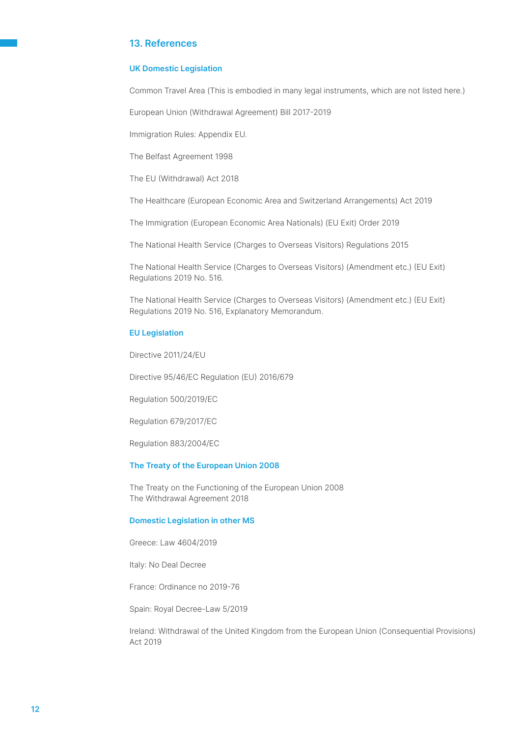## 13. References

### UK Domestic Legislation

Common Travel Area (This is embodied in many legal instruments, which are not listed here.)

European Union (Withdrawal Agreement) Bill 2017-2019

Immigration Rules: Appendix EU.

The Belfast Agreement 1998

The EU (Withdrawal) Act 2018

The Healthcare (European Economic Area and Switzerland Arrangements) Act 2019

The Immigration (European Economic Area Nationals) (EU Exit) Order 2019

The National Health Service (Charges to Overseas Visitors) Regulations 2015

The National Health Service (Charges to Overseas Visitors) (Amendment etc.) (EU Exit) Regulations 2019 No. 516.

The National Health Service (Charges to Overseas Visitors) (Amendment etc.) (EU Exit) Regulations 2019 No. 516, Explanatory Memorandum.

### EU Legislation

Directive 2011/24/EU

Directive 95/46/EC Regulation (EU) 2016/679

Regulation 500/2019/EC

Regulation 679/2017/EC

Regulation 883/2004/EC

### The Treaty of the European Union 2008

The Treaty on the Functioning of the European Union 2008
The Withdrawal Agreement 2018

### Domestic Legislation in other MS

Greece: Law 4604/2019

Italy: No Deal Decree

France: Ordinance no 2019-76

Spain: Royal Decree-Law 5/2019

Ireland: Withdrawal of the United Kingdom from the European Union (Consequential Provisions) Act 2019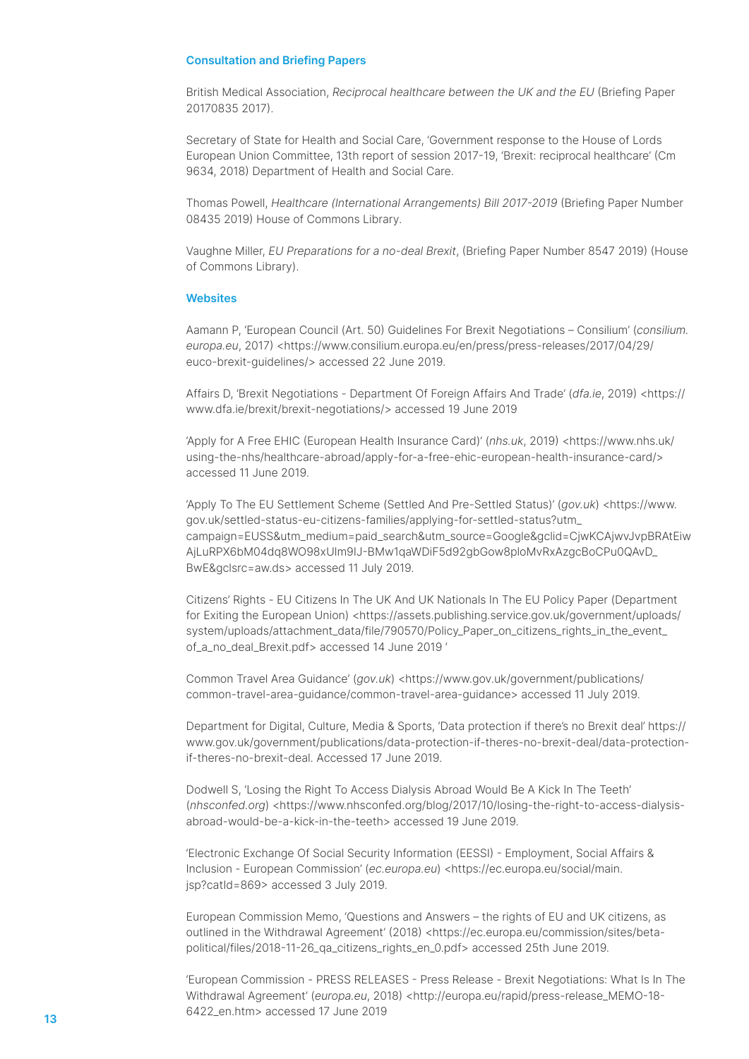## Consultation and Briefing Papers

British Medical Association, *Reciprocal healthcare between the UK and the EU* (Briefing Paper 20170835 2017).

Secretary of State for Health and Social Care, 'Government response to the House of Lords European Union Committee, 13th report of session 2017-19, 'Brexit: reciprocal healthcare' (Cm 9634, 2018) Department of Health and Social Care.

Thomas Powell, *Healthcare (International Arrangements) Bill 2017-2019* (Briefing Paper Number 08435 2019) House of Commons Library.

Vaughne Miller, *EU Preparations for a no-deal Brexit*, (Briefing Paper Number 8547 2019) (House of Commons Library).

## Websites

Aamann P, 'European Council (Art. 50) Guidelines For Brexit Negotiations – Consilium' (*consilium.europa.eu*, 2017) <https://www.consilium.europa.eu/en/press/press-releases/2017/04/29/euco-brexit-guidelines/> accessed 22 June 2019.

Affairs D, 'Brexit Negotiations - Department Of Foreign Affairs And Trade' (*dfa.ie*, 2019) <https://www.dfa.ie/brexit/brexit-negotiations/> accessed 19 June 2019

'Apply for A Free EHIC (European Health Insurance Card)' (*nhs.uk*, 2019) <https://www.nhs.uk/using-the-nhs/healthcare-abroad/apply-for-a-free-ehic-european-health-insurance-card/> accessed 11 June 2019.

'Apply To The EU Settlement Scheme (Settled And Pre-Settled Status)' (*gov.uk*) <https://www.gov.uk/settled-status-eu-citizens-families/applying-for-settled-status?utm_campaign=EUSS&utm_medium=paid_search&utm_source=Google&gclid=CjwKCAjwvJvpBRAtEiwAjLuRPX6bM04dq8WO98xUlm9lJ-BMw1qaWDiF5d92gbGow8ploMvRxAzgcBoCPu0QAvD_BwE&gclsrc=aw.ds> accessed 11 July 2019.

Citizens' Rights - EU Citizens In The UK And UK Nationals In The EU Policy Paper (Department for Exiting the European Union) <https://assets.publishing.service.gov.uk/government/uploads/system/uploads/attachment_data/file/790570/Policy_Paper_on_citizens_rights_in_the_event_of_a_no_deal_Brexit.pdf> accessed 14 June 2019 '

Common Travel Area Guidance' (*gov.uk*) <https://www.gov.uk/government/publications/common-travel-area-guidance/common-travel-area-guidance> accessed 11 July 2019.

Department for Digital, Culture, Media & Sports, 'Data protection if there's no Brexit deal' https://www.gov.uk/government/publications/data-protection-if-theres-no-brexit-deal/data-protection-if-theres-no-brexit-deal. Accessed 17 June 2019.

Dodwell S, 'Losing the Right To Access Dialysis Abroad Would Be A Kick In The Teeth' (*nhsconfed.org*) <https://www.nhsconfed.org/blog/2017/10/losing-the-right-to-access-dialysis-abroad-would-be-a-kick-in-the-teeth> accessed 19 June 2019.

'Electronic Exchange Of Social Security Information (EESSI) - Employment, Social Affairs & Inclusion - European Commission' (*ec.europa.eu*) <https://ec.europa.eu/social/main.jsp?catId=869> accessed 3 July 2019.

European Commission Memo, 'Questions and Answers – the rights of EU and UK citizens, as outlined in the Withdrawal Agreement' (2018) <https://ec.europa.eu/commission/sites/beta-political/files/2018-11-26_qa_citizens_rights_en_0.pdf> accessed 25th June 2019.

'European Commission - PRESS RELEASES - Press Release - Brexit Negotiations: What Is In The Withdrawal Agreement' (*europa.eu*, 2018) <http://europa.eu/rapid/press-release_MEMO-18-6422_en.htm> accessed 17 June 2019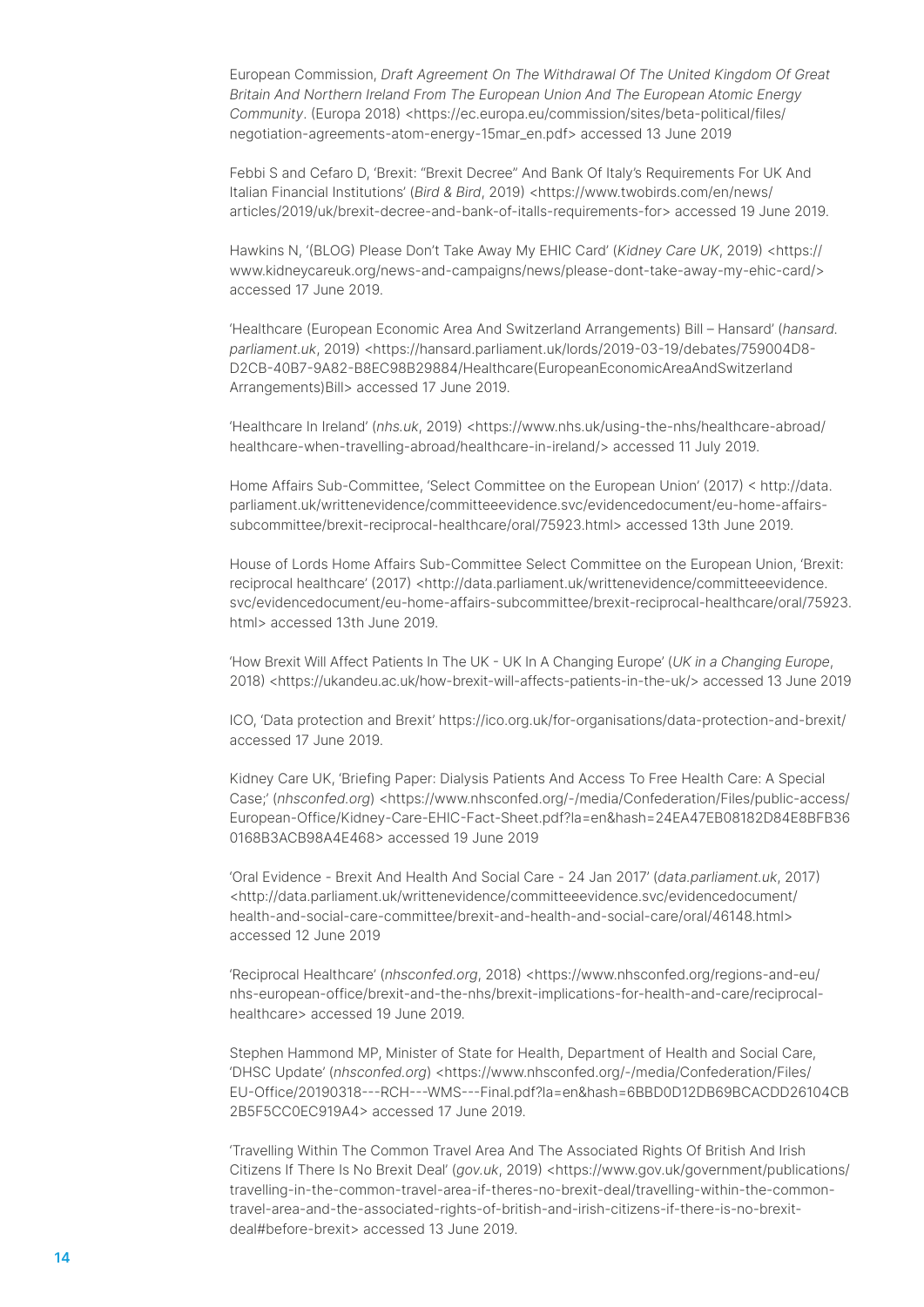European Commission, *Draft Agreement On The Withdrawal Of The United Kingdom Of Great Britain And Northern Ireland From The European Union And The European Atomic Energy Community*. (Europa 2018) <https://ec.europa.eu/commission/sites/beta-political/files/negotiation-agreements-atom-energy-15mar_en.pdf> accessed 13 June 2019

Febbi S and Cefaro D, 'Brexit: "Brexit Decree" And Bank Of Italy's Requirements For UK And Italian Financial Institutions' (*Bird & Bird*, 2019) <https://www.twobirds.com/en/news/articles/2019/uk/brexit-decree-and-bank-of-italls-requirements-for> accessed 19 June 2019.

Hawkins N, '(BLOG) Please Don't Take Away My EHIC Card' (*Kidney Care UK*, 2019) <https://www.kidneycareuk.org/news-and-campaigns/news/please-dont-take-away-my-ehic-card/> accessed 17 June 2019.

'Healthcare (European Economic Area And Switzerland Arrangements) Bill – Hansard' (*hansard.parliament.uk*, 2019) <https://hansard.parliament.uk/lords/2019-03-19/debates/759004D8-D2CB-40B7-9A82-B8EC98B29884/Healthcare(EuropeanEconomicAreaAndSwitzerland Arrangements)Bill> accessed 17 June 2019.

'Healthcare In Ireland' (*nhs.uk*, 2019) <https://www.nhs.uk/using-the-nhs/healthcare-abroad/healthcare-when-travelling-abroad/healthcare-in-ireland/> accessed 11 July 2019.

Home Affairs Sub-Committee, 'Select Committee on the European Union' (2017) < http://data.parliament.uk/writtenevidence/committeeevidence.svc/evidencedocument/eu-home-affairs-subcommittee/brexit-reciprocal-healthcare/oral/75923.html> accessed 13th June 2019.

House of Lords Home Affairs Sub-Committee Select Committee on the European Union, 'Brexit: reciprocal healthcare' (2017) <http://data.parliament.uk/writtenevidence/committeeevidence.svc/evidencedocument/eu-home-affairs-subcommittee/brexit-reciprocal-healthcare/oral/75923.html> accessed 13th June 2019.

'How Brexit Will Affect Patients In The UK - UK In A Changing Europe' (*UK in a Changing Europe*, 2018) <https://ukandeu.ac.uk/how-brexit-will-affects-patients-in-the-uk/> accessed 13 June 2019

ICO, 'Data protection and Brexit' https://ico.org.uk/for-organisations/data-protection-and-brexit/ accessed 17 June 2019.

Kidney Care UK, 'Briefing Paper: Dialysis Patients And Access To Free Health Care: A Special Case;' (*nhsconfed.org*) <https://www.nhsconfed.org/-/media/Confederation/Files/public-access/European-Office/Kidney-Care-EHIC-Fact-Sheet.pdf?la=en&hash=24EA47EB08182D84E8BFB360168B3ACB98A4E468> accessed 19 June 2019

'Oral Evidence - Brexit And Health And Social Care - 24 Jan 2017' (*data.parliament.uk*, 2017) <http://data.parliament.uk/writtenevidence/committeeevidence.svc/evidencedocument/health-and-social-care-committee/brexit-and-health-and-social-care/oral/46148.html> accessed 12 June 2019

'Reciprocal Healthcare' (*nhsconfed.org*, 2018) <https://www.nhsconfed.org/regions-and-eu/nhs-european-office/brexit-and-the-nhs/brexit-implications-for-health-and-care/reciprocal-healthcare> accessed 19 June 2019.

Stephen Hammond MP, Minister of State for Health, Department of Health and Social Care, 'DHSC Update' (*nhsconfed.org*) <https://www.nhsconfed.org/-/media/Confederation/Files/EU-Office/20190318---RCH---WMS---Final.pdf?la=en&hash=6BBD0D12DB69BCACDD26104CB2B5F5CC0EC919A4> accessed 17 June 2019.

'Travelling Within The Common Travel Area And The Associated Rights Of British And Irish Citizens If There Is No Brexit Deal' (*gov.uk*, 2019) <https://www.gov.uk/government/publications/travelling-in-the-common-travel-area-if-theres-no-brexit-deal/travelling-within-the-common-travel-area-and-the-associated-rights-of-british-and-irish-citizens-if-there-is-no-brexit-deal#before-brexit> accessed 13 June 2019.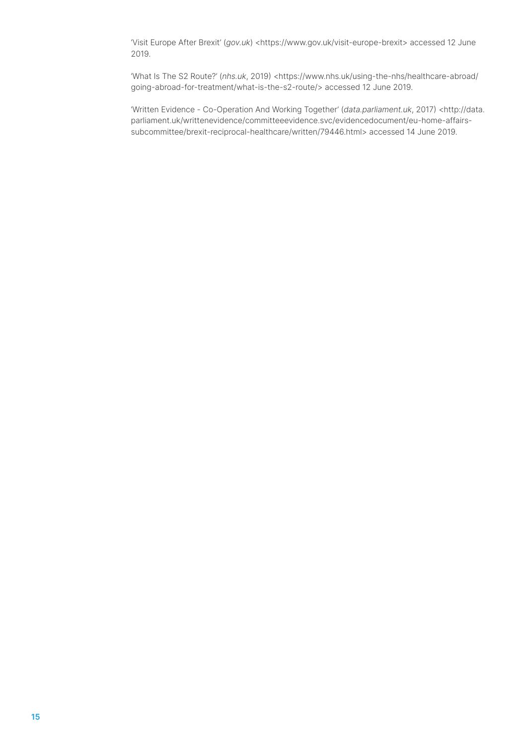'Visit Europe After Brexit' (*gov.uk*) <https://www.gov.uk/visit-europe-brexit> accessed 12 June 2019.

'What Is The S2 Route?' (*nhs.uk*, 2019) <https://www.nhs.uk/using-the-nhs/healthcare-abroad/going-abroad-for-treatment/what-is-the-s2-route/> accessed 12 June 2019.

'Written Evidence - Co-Operation And Working Together' (*data.parliament.uk*, 2017) <http://data.parliament.uk/writtenevidence/committeeevidence.svc/evidencedocument/eu-home-affairs-subcommittee/brexit-reciprocal-healthcare/written/79446.html> accessed 14 June 2019.